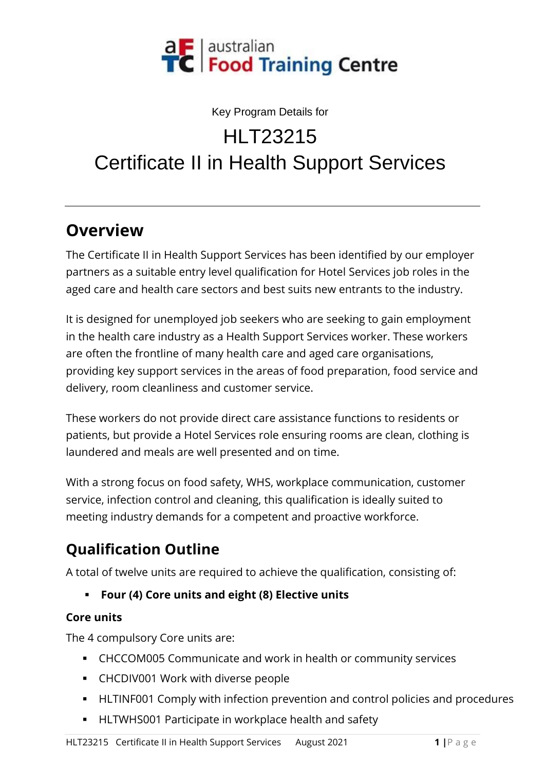australian
Food Training Centre

Key Program Details for

# HLT23215
# Certificate II in Health Support Services

---

## Overview

The Certificate II in Health Support Services has been identified by our employer partners as a suitable entry level qualification for Hotel Services job roles in the aged care and health care sectors and best suits new entrants to the industry.

It is designed for unemployed job seekers who are seeking to gain employment in the health care industry as a Health Support Services worker. These workers are often the frontline of many health care and aged care organisations, providing key support services in the areas of food preparation, food service and delivery, room cleanliness and customer service.

These workers do not provide direct care assistance functions to residents or patients, but provide a Hotel Services role ensuring rooms are clean, clothing is laundered and meals are well presented and on time.

With a strong focus on food safety, WHS, workplace communication, customer service, infection control and cleaning, this qualification is ideally suited to meeting industry demands for a competent and proactive workforce.

## Qualification Outline

A total of twelve units are required to achieve the qualification, consisting of:

- **Four (4) Core units and eight (8) Elective units**

### Core units

The 4 compulsory Core units are:

- CHCCOM005 Communicate and work in health or community services
- CHCDIV001 Work with diverse people
- HLTINF001 Comply with infection prevention and control policies and procedures
- HLTWHS001 Participate in workplace health and safety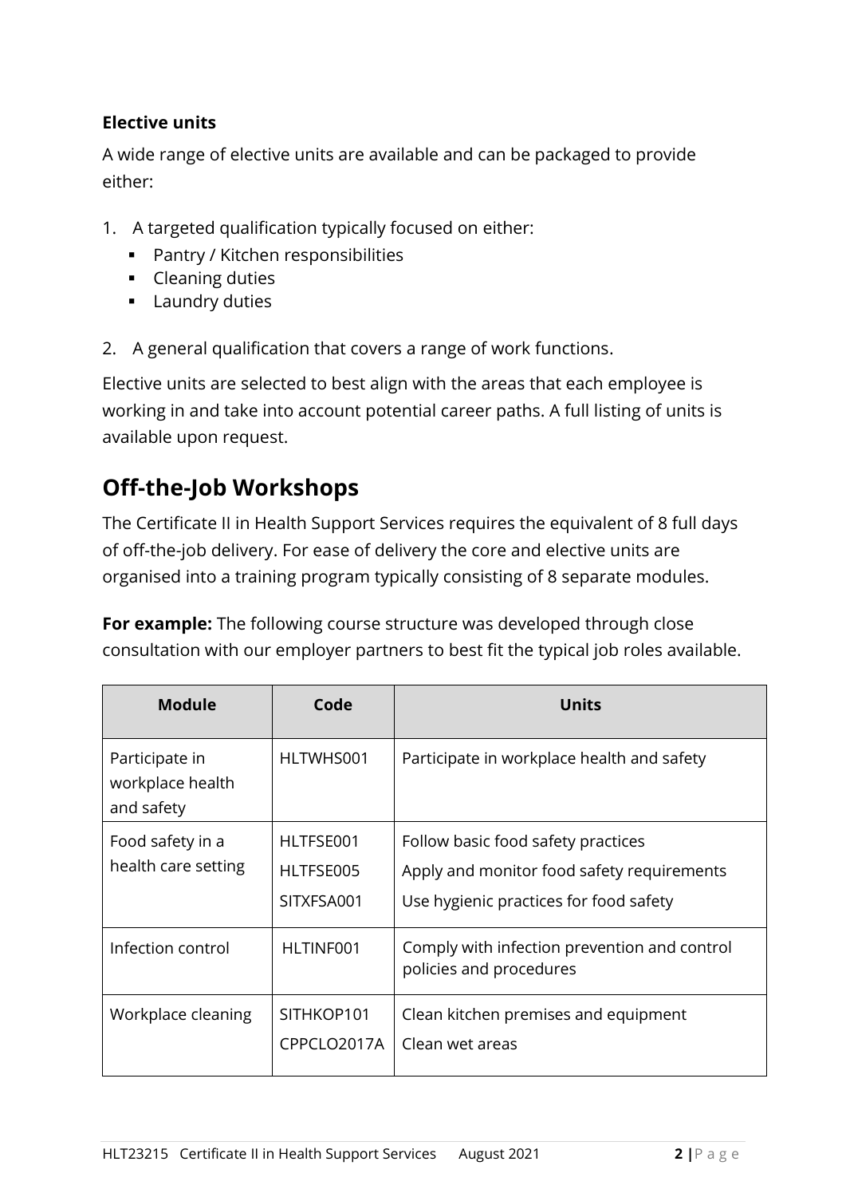**Elective units**

A wide range of elective units are available and can be packaged to provide either:

1. A targeted qualification typically focused on either:
   - Pantry / Kitchen responsibilities
   - Cleaning duties
   - Laundry duties
2. A general qualification that covers a range of work functions.

Elective units are selected to best align with the areas that each employee is working in and take into account potential career paths. A full listing of units is available upon request.

## Off-the-Job Workshops

The Certificate II in Health Support Services requires the equivalent of 8 full days of off-the-job delivery. For ease of delivery the core and elective units are organised into a training program typically consisting of 8 separate modules.

**For example:** The following course structure was developed through close consultation with our employer partners to best fit the typical job roles available.

| Module | Code | Units |
|---|---|---|
| Participate in workplace health and safety | HLTWHS001 | Participate in workplace health and safety |
| Food safety in a health care setting | HLTFSE001<br>HLTFSE005<br>SITXFSA001 | Follow basic food safety practices<br>Apply and monitor food safety requirements<br>Use hygienic practices for food safety |
| Infection control | HLTINF001 | Comply with infection prevention and control policies and procedures |
| Workplace cleaning | SITHKOP101<br>CPPCLO2017A | Clean kitchen premises and equipment<br>Clean wet areas |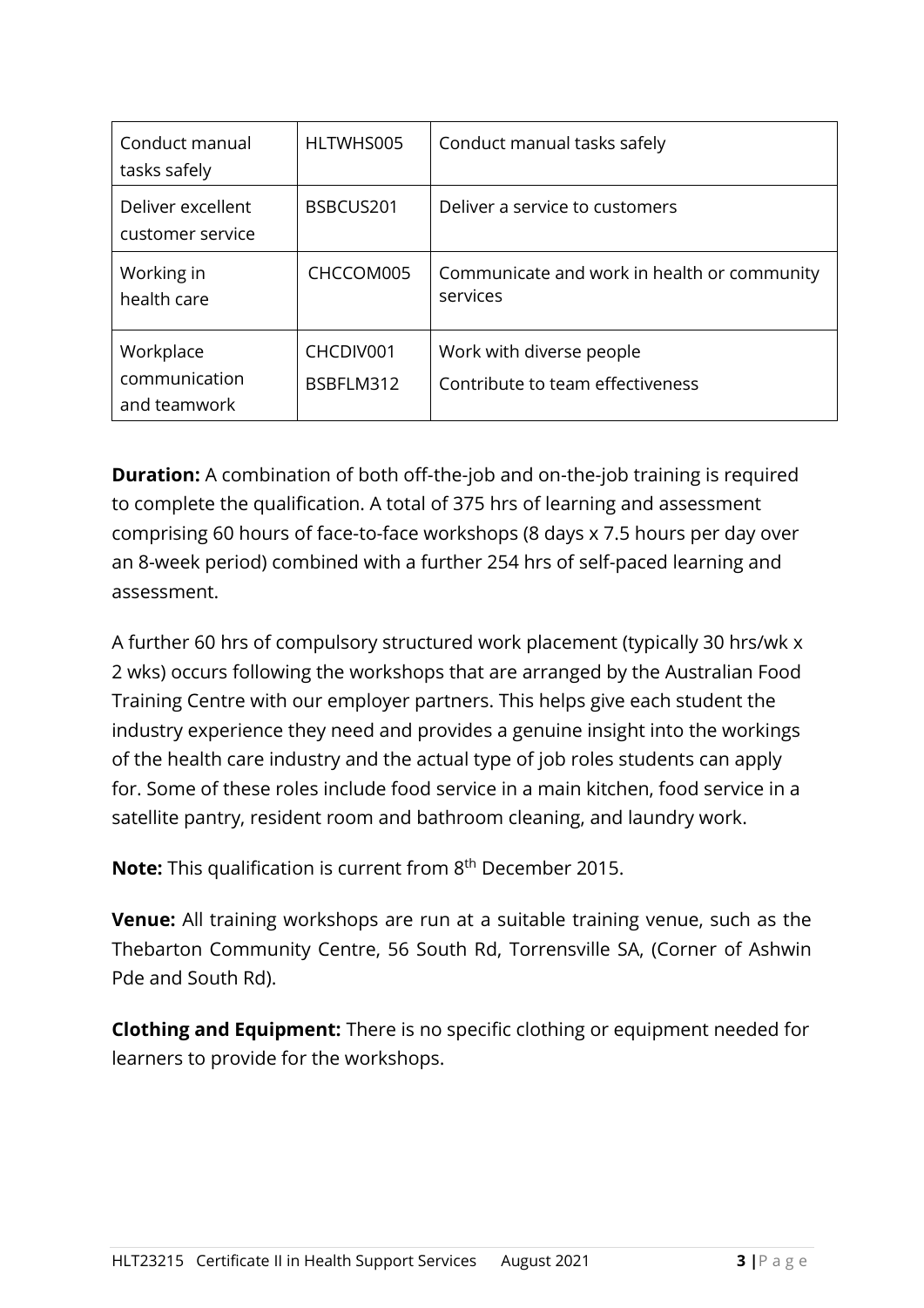| Conduct manual tasks safely | HLTWHS005 | Conduct manual tasks safely |
| --- | --- | --- |
| Deliver excellent customer service | BSBCUS201 | Deliver a service to customers |
| Working in health care | CHCCOM005 | Communicate and work in health or community services |
| Workplace communication and teamwork | CHCDIV001<br>BSBFLM312 | Work with diverse people<br>Contribute to team effectiveness |

**Duration:** A combination of both off-the-job and on-the-job training is required to complete the qualification. A total of 375 hrs of learning and assessment comprising 60 hours of face-to-face workshops (8 days x 7.5 hours per day over an 8-week period) combined with a further 254 hrs of self-paced learning and assessment.

A further 60 hrs of compulsory structured work placement (typically 30 hrs/wk x 2 wks) occurs following the workshops that are arranged by the Australian Food Training Centre with our employer partners. This helps give each student the industry experience they need and provides a genuine insight into the workings of the health care industry and the actual type of job roles students can apply for. Some of these roles include food service in a main kitchen, food service in a satellite pantry, resident room and bathroom cleaning, and laundry work.

**Note:** This qualification is current from 8th December 2015.

**Venue:** All training workshops are run at a suitable training venue, such as the Thebarton Community Centre, 56 South Rd, Torrensville SA, (Corner of Ashwin Pde and South Rd).

**Clothing and Equipment:** There is no specific clothing or equipment needed for learners to provide for the workshops.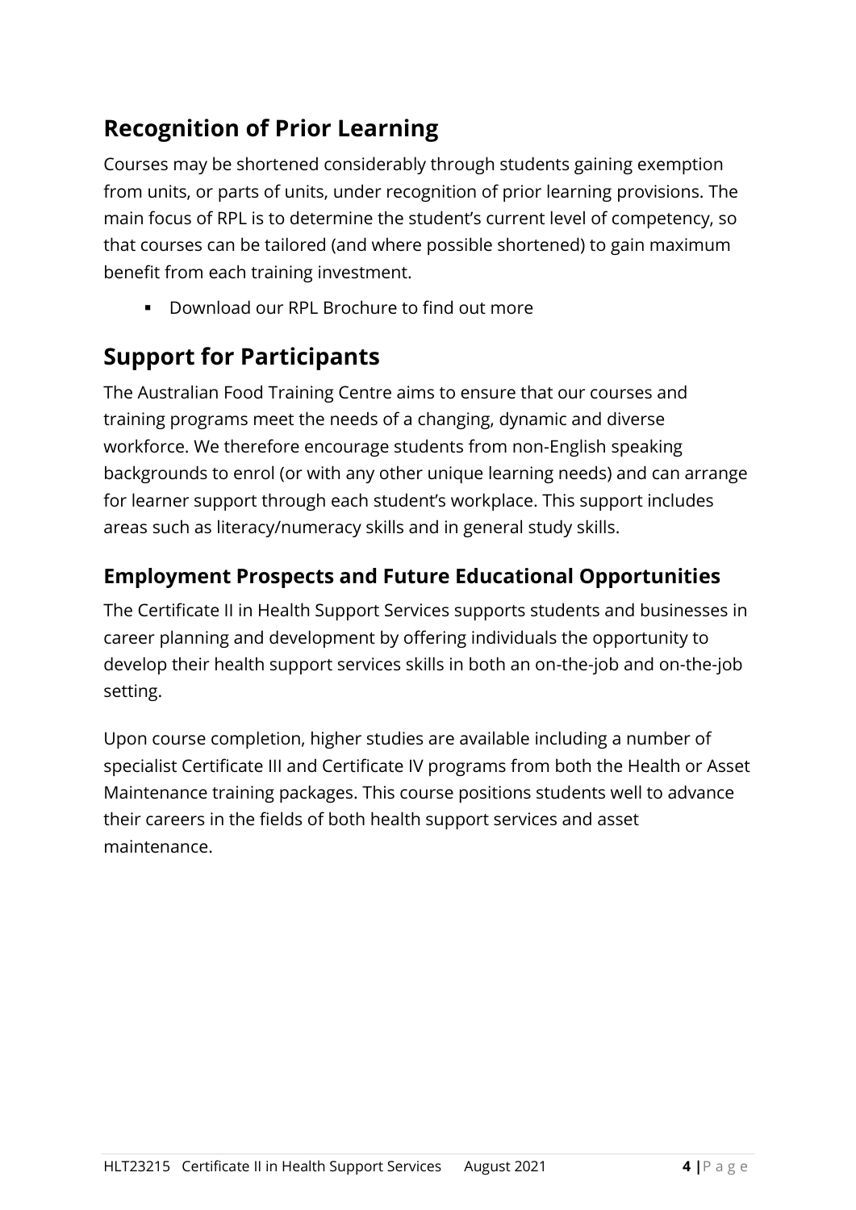## Recognition of Prior Learning

Courses may be shortened considerably through students gaining exemption from units, or parts of units, under recognition of prior learning provisions. The main focus of RPL is to determine the student's current level of competency, so that courses can be tailored (and where possible shortened) to gain maximum benefit from each training investment.

- Download our RPL Brochure to find out more

## Support for Participants

The Australian Food Training Centre aims to ensure that our courses and training programs meet the needs of a changing, dynamic and diverse workforce. We therefore encourage students from non-English speaking backgrounds to enrol (or with any other unique learning needs) and can arrange for learner support through each student's workplace. This support includes areas such as literacy/numeracy skills and in general study skills.

### Employment Prospects and Future Educational Opportunities

The Certificate II in Health Support Services supports students and businesses in career planning and development by offering individuals the opportunity to develop their health support services skills in both an on-the-job and on-the-job setting.

Upon course completion, higher studies are available including a number of specialist Certificate III and Certificate IV programs from both the Health or Asset Maintenance training packages. This course positions students well to advance their careers in the fields of both health support services and asset maintenance.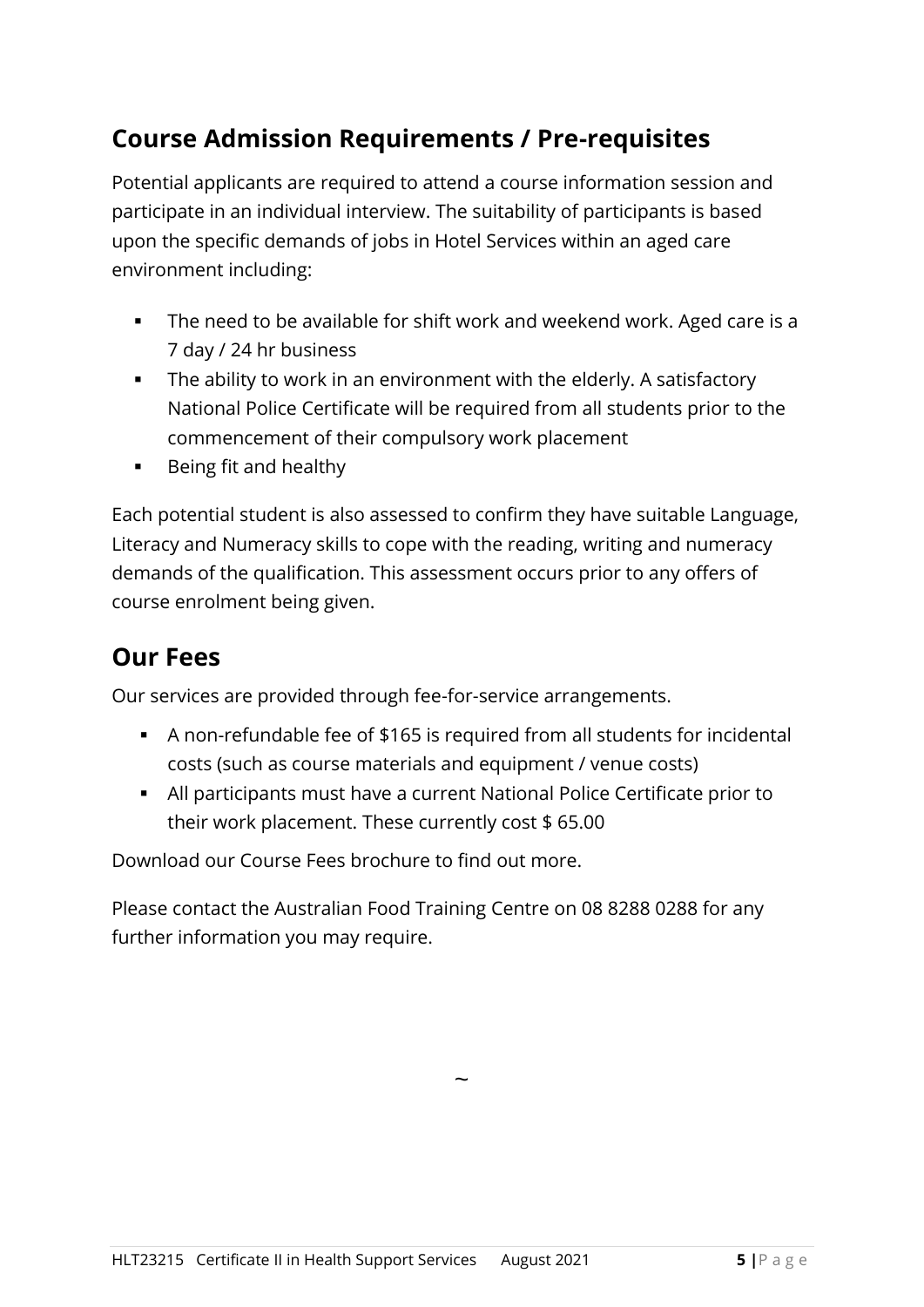## Course Admission Requirements / Pre-requisites

Potential applicants are required to attend a course information session and participate in an individual interview. The suitability of participants is based upon the specific demands of jobs in Hotel Services within an aged care environment including:

- The need to be available for shift work and weekend work. Aged care is a 7 day / 24 hr business
- The ability to work in an environment with the elderly. A satisfactory National Police Certificate will be required from all students prior to the commencement of their compulsory work placement
- Being fit and healthy

Each potential student is also assessed to confirm they have suitable Language, Literacy and Numeracy skills to cope with the reading, writing and numeracy demands of the qualification. This assessment occurs prior to any offers of course enrolment being given.

## Our Fees

Our services are provided through fee-for-service arrangements.

- A non-refundable fee of $165 is required from all students for incidental costs (such as course materials and equipment / venue costs)
- All participants must have a current National Police Certificate prior to their work placement. These currently cost $ 65.00

Download our Course Fees brochure to find out more.

Please contact the Australian Food Training Centre on 08 8288 0288 for any further information you may require.

~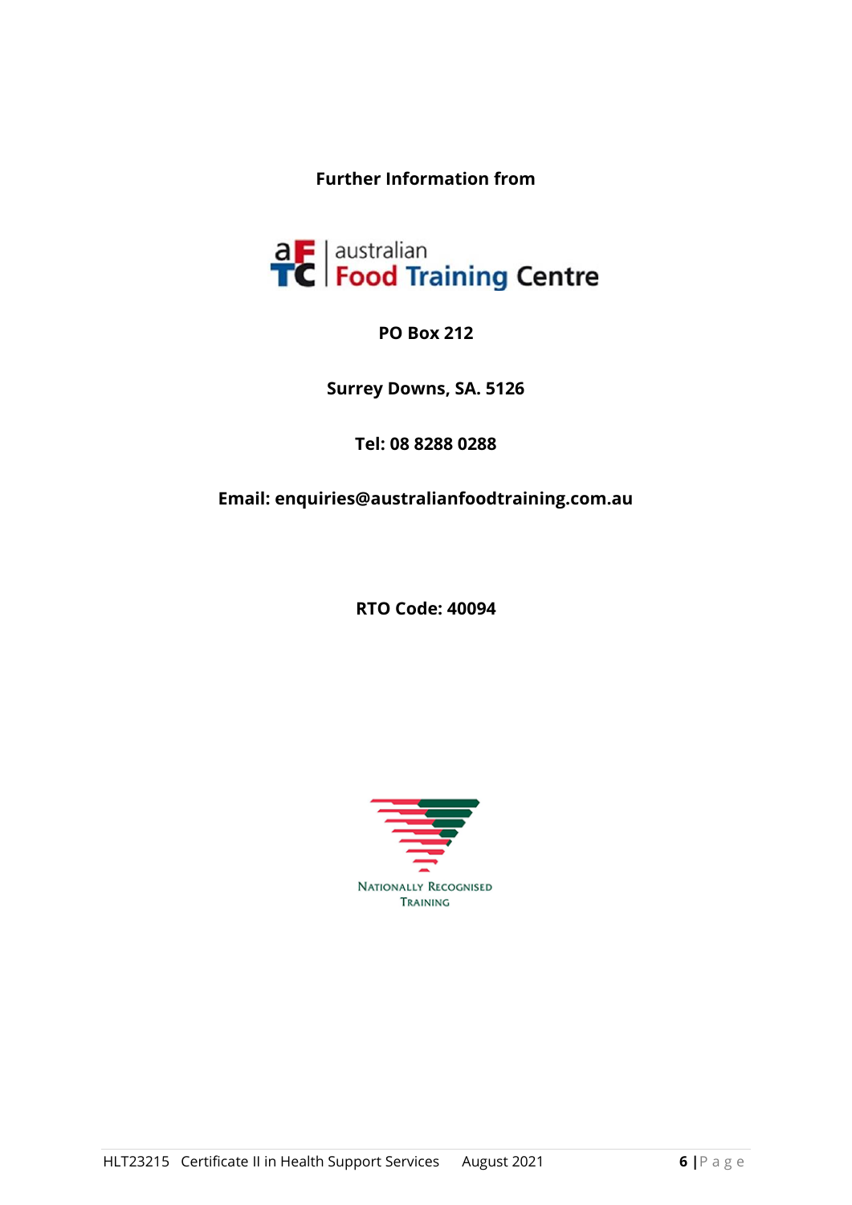**Further Information from**

australian Food Training Centre

**PO Box 212**

**Surrey Downs, SA. 5126**

**Tel: 08 8288 0288**

**Email: enquiries@australianfoodtraining.com.au**

**RTO Code: 40094**

NATIONALLY RECOGNISED TRAINING